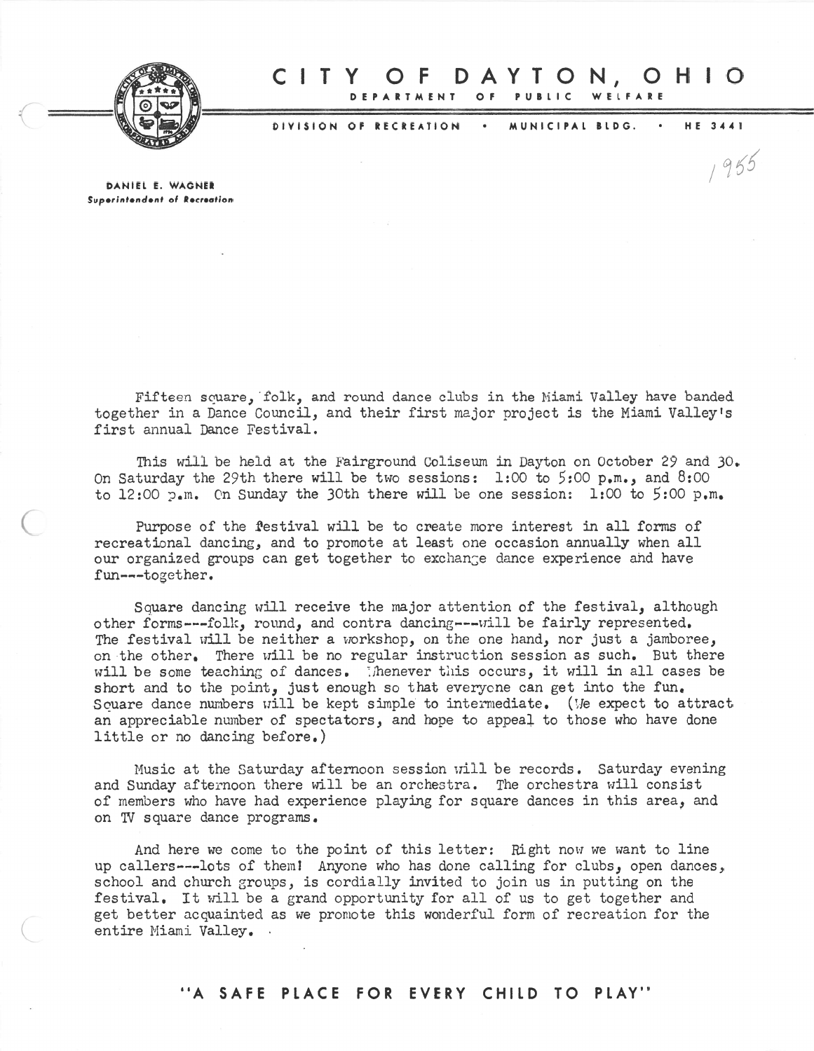# CITY OF DAYTON, OHIO

DEPARTMENT OF PUBLIC WELFARE

DIVISION OF RECREATION • MUNICIPAL BLDG. • HE 3441

1955

**DANIEL E. WAGNER**
*Superintendent of Recreation*

Fifteen square, folk, and round dance clubs in the Miami Valley have banded together in a Dance Council, and their first major project is the Miami Valley's first annual Dance Festival.

This will be held at the Fairground Coliseum in Dayton on October 29 and 30. On Saturday the 29th there will be two sessions: 1:00 to 5:00 p.m., and 8:00 to 12:00 p.m. On Sunday the 30th there will be one session: 1:00 to 5:00 p.m.

Purpose of the festival will be to create more interest in all forms of recreational dancing, and to promote at least one occasion annually when all our organized groups can get together to exchange dance experience and have fun---together.

Square dancing will receive the major attention of the festival, although other forms---folk, round, and contra dancing---will be fairly represented. The festival will be neither a workshop, on the one hand, nor just a jamboree, on the other. There will be no regular instruction session as such. But there will be some teaching of dances. Whenever this occurs, it will in all cases be short and to the point, just enough so that everyone can get into the fun. Square dance numbers will be kept simple to intermediate. (We expect to attract an appreciable number of spectators, and hope to appeal to those who have done little or no dancing before.)

Music at the Saturday afternoon session will be records. Saturday evening and Sunday afternoon there will be an orchestra. The orchestra will consist of members who have had experience playing for square dances in this area, and on TV square dance programs.

And here we come to the point of this letter: Right now we want to line up callers---lots of them! Anyone who has done calling for clubs, open dances, school and church groups, is cordially invited to join us in putting on the festival. It will be a grand opportunity for all of us to get together and get better acquainted as we promote this wonderful form of recreation for the entire Miami Valley.

"A SAFE PLACE FOR EVERY CHILD TO PLAY"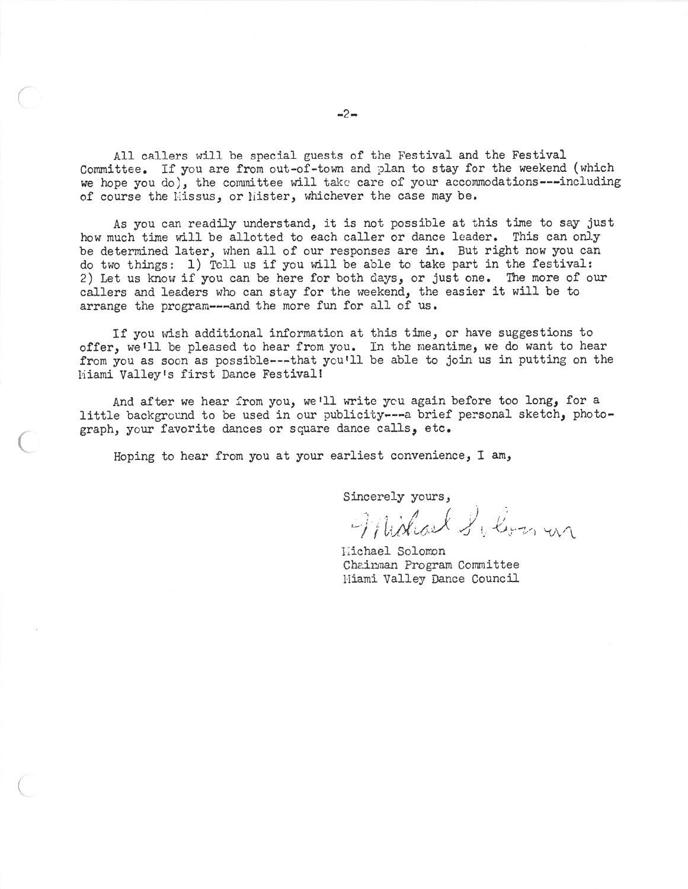All callers will be special guests of the Festival and the Festival Committee. If you are from out-of-town and plan to stay for the weekend (which we hope you do), the committee will take care of your accommodations---including of course the Missus, or Mister, whichever the case may be.

As you can readily understand, it is not possible at this time to say just how much time will be allotted to each caller or dance leader. This can only be determined later, when all of our responses are in. But right now you can do two things: 1) Tell us if you will be able to take part in the festival: 2) Let us know if you can be here for both days, or just one. The more of our callers and leaders who can stay for the weekend, the easier it will be to arrange the program---and the more fun for all of us.

If you wish additional information at this time, or have suggestions to offer, we'll be pleased to hear from you. In the meantime, we do want to hear from you as soon as possible---that you'll be able to join us in putting on the Miami Valley's first Dance Festival!

And after we hear from you, we'll write you again before too long, for a little background to be used in our publicity---a brief personal sketch, photograph, your favorite dances or square dance calls, etc.

Hoping to hear from you at your earliest convenience, I am,

Sincerely yours,

Michael Solomon

Michael Solomon
Chairman Program Committee
Miami Valley Dance Council